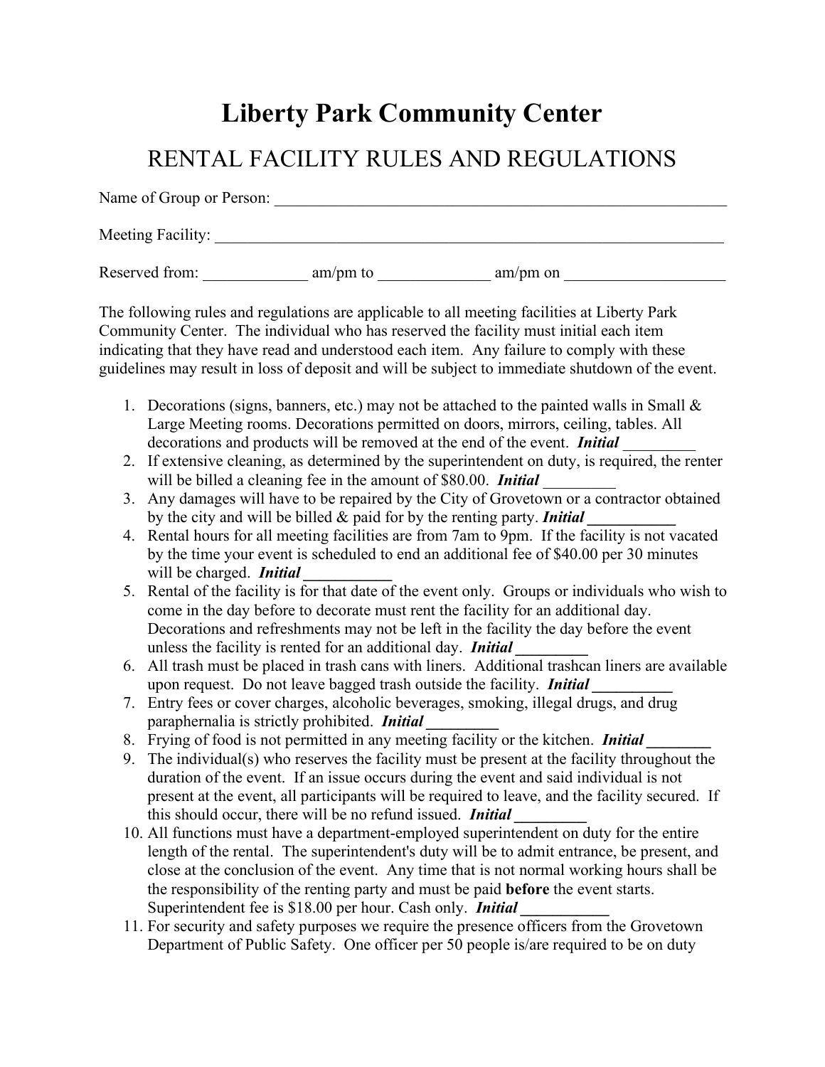# Liberty Park Community Center

## RENTAL FACILITY RULES AND REGULATIONS

Name of Group or Person: ___________________________________________________________

Meeting Facility: _________________________________________________________________

Reserved from: _____________ am/pm to ______________ am/pm on ____________________

The following rules and regulations are applicable to all meeting facilities at Liberty Park Community Center. The individual who has reserved the facility must initial each item indicating that they have read and understood each item. Any failure to comply with these guidelines may result in loss of deposit and will be subject to immediate shutdown of the event.

1. Decorations (signs, banners, etc.) may not be attached to the painted walls in Small & Large Meeting rooms. Decorations permitted on doors, mirrors, ceiling, tables. All decorations and products will be removed at the end of the event. ***Initial*** _________
2. If extensive cleaning, as determined by the superintendent on duty, is required, the renter will be billed a cleaning fee in the amount of $80.00. ***Initial*** _________
3. Any damages will have to be repaired by the City of Grovetown or a contractor obtained by the city and will be billed & paid for by the renting party. ***Initial*** ___________
4. Rental hours for all meeting facilities are from 7am to 9pm. If the facility is not vacated by the time your event is scheduled to end an additional fee of $40.00 per 30 minutes will be charged. ***Initial*** ___________
5. Rental of the facility is for that date of the event only. Groups or individuals who wish to come in the day before to decorate must rent the facility for an additional day. Decorations and refreshments may not be left in the facility the day before the event unless the facility is rented for an additional day. ***Initial*** _________
6. All trash must be placed in trash cans with liners. Additional trashcan liners are available upon request. Do not leave bagged trash outside the facility. ***Initial*** __________
7. Entry fees or cover charges, alcoholic beverages, smoking, illegal drugs, and drug paraphernalia is strictly prohibited. ***Initial*** _________
8. Frying of food is not permitted in any meeting facility or the kitchen. ***Initial*** ________
9. The individual(s) who reserves the facility must be present at the facility throughout the duration of the event. If an issue occurs during the event and said individual is not present at the event, all participants will be required to leave, and the facility secured. If this should occur, there will be no refund issued. ***Initial*** _________
10. All functions must have a department-employed superintendent on duty for the entire length of the rental. The superintendent's duty will be to admit entrance, be present, and close at the conclusion of the event. Any time that is not normal working hours shall be the responsibility of the renting party and must be paid **before** the event starts. Superintendent fee is $18.00 per hour. Cash only. ***Initial*** ___________
11. For security and safety purposes we require the presence officers from the Grovetown Department of Public Safety. One officer per 50 people is/are required to be on duty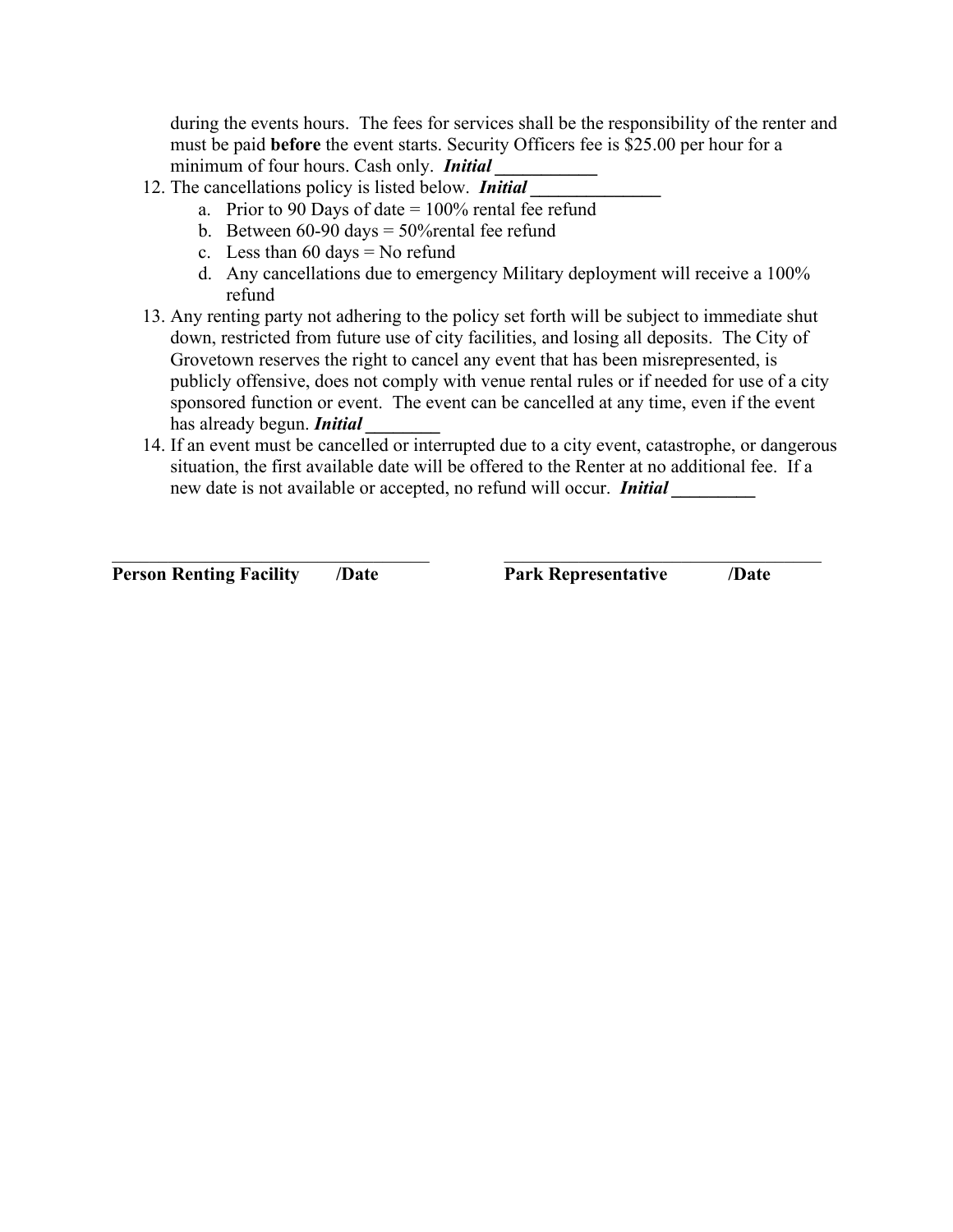during the events hours. The fees for services shall be the responsibility of the renter and must be paid **before** the event starts. Security Officers fee is $25.00 per hour for a minimum of four hours. Cash only. ***Initial*** ___________

12. The cancellations policy is listed below. ***Initial*** ______________
    a. Prior to 90 Days of date = 100% rental fee refund
    b. Between 60-90 days = 50%rental fee refund
    c. Less than 60 days = No refund
    d. Any cancellations due to emergency Military deployment will receive a 100% refund
13. Any renting party not adhering to the policy set forth will be subject to immediate shut down, restricted from future use of city facilities, and losing all deposits. The City of Grovetown reserves the right to cancel any event that has been misrepresented, is publicly offensive, does not comply with venue rental rules or if needed for use of a city sponsored function or event. The event can be cancelled at any time, even if the event has already begun. ***Initial*** ________
14. If an event must be cancelled or interrupted due to a city event, catastrophe, or dangerous situation, the first available date will be offered to the Renter at no additional fee. If a new date is not available or accepted, no refund will occur. ***Initial*** _________

___________________________________ ___________________________________

**Person Renting Facility /Date** **Park Representative /Date**